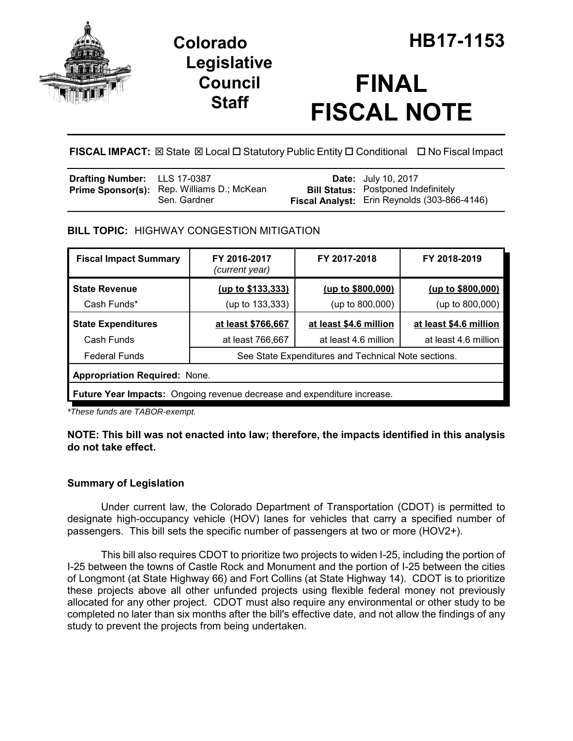# Colorado Legislative Council Staff

# HB17-1153

# FINAL FISCAL NOTE

**FISCAL IMPACT:** ☒ State ☒ Local ☐ Statutory Public Entity ☐ Conditional ☐ No Fiscal Impact

| | | | |
|---|---|---|---|
| **Drafting Number:** | LLS 17-0387 | **Date:** | July 10, 2017 |
| **Prime Sponsor(s):** | Rep. Williams D.; McKean<br>Sen. Gardner | **Bill Status:** | Postponed Indefinitely |
| | | **Fiscal Analyst:** | Erin Reynolds (303-866-4146) |

## BILL TOPIC: HIGHWAY CONGESTION MITIGATION

| Fiscal Impact Summary | FY 2016-2017 *(current year)* | FY 2017-2018 | FY 2018-2019 |
|---|---|---|---|
| **State Revenue** | **(up to $133,333)** | **(up to $800,000)** | **(up to $800,000)** |
| Cash Funds* | (up to 133,333) | (up to 800,000) | (up to 800,000) |
| **State Expenditures** | **at least $766,667** | **at least $4.6 million** | **at least $4.6 million** |
| Cash Funds | at least 766,667 | at least 4.6 million | at least 4.6 million |
| Federal Funds | See State Expenditures and Technical Note sections. | | |
| **Appropriation Required:** None. | | | |
| **Future Year Impacts:** Ongoing revenue decrease and expenditure increase. | | | |

*\*These funds are TABOR-exempt.*

**NOTE: This bill was not enacted into law; therefore, the impacts identified in this analysis do not take effect.**

### Summary of Legislation

Under current law, the Colorado Department of Transportation (CDOT) is permitted to designate high-occupancy vehicle (HOV) lanes for vehicles that carry a specified number of passengers. This bill sets the specific number of passengers at two or more (HOV2+).

This bill also requires CDOT to prioritize two projects to widen I-25, including the portion of I-25 between the towns of Castle Rock and Monument and the portion of I-25 between the cities of Longmont (at State Highway 66) and Fort Collins (at State Highway 14). CDOT is to prioritize these projects above all other unfunded projects using flexible federal money not previously allocated for any other project. CDOT must also require any environmental or other study to be completed no later than six months after the bill's effective date, and not allow the findings of any study to prevent the projects from being undertaken.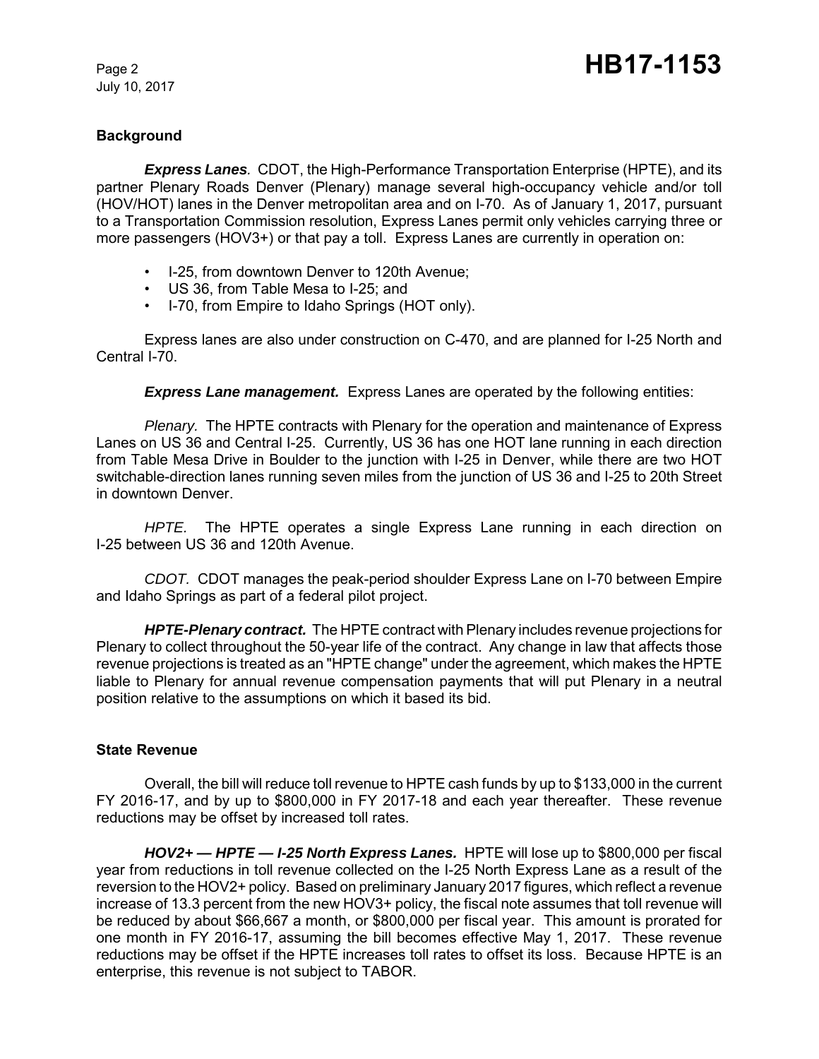## Background

***Express Lanes.*** CDOT, the High-Performance Transportation Enterprise (HPTE), and its partner Plenary Roads Denver (Plenary) manage several high-occupancy vehicle and/or toll (HOV/HOT) lanes in the Denver metropolitan area and on I-70. As of January 1, 2017, pursuant to a Transportation Commission resolution, Express Lanes permit only vehicles carrying three or more passengers (HOV3+) or that pay a toll. Express Lanes are currently in operation on:

- I-25, from downtown Denver to 120th Avenue;
- US 36, from Table Mesa to I-25; and
- I-70, from Empire to Idaho Springs (HOT only).

Express lanes are also under construction on C-470, and are planned for I-25 North and Central I-70.

***Express Lane management.*** Express Lanes are operated by the following entities:

*Plenary.* The HPTE contracts with Plenary for the operation and maintenance of Express Lanes on US 36 and Central I-25. Currently, US 36 has one HOT lane running in each direction from Table Mesa Drive in Boulder to the junction with I-25 in Denver, while there are two HOT switchable-direction lanes running seven miles from the junction of US 36 and I-25 to 20th Street in downtown Denver.

*HPTE.* The HPTE operates a single Express Lane running in each direction on I-25 between US 36 and 120th Avenue.

*CDOT.* CDOT manages the peak-period shoulder Express Lane on I-70 between Empire and Idaho Springs as part of a federal pilot project.

***HPTE-Plenary contract.*** The HPTE contract with Plenary includes revenue projections for Plenary to collect throughout the 50-year life of the contract. Any change in law that affects those revenue projections is treated as an "HPTE change" under the agreement, which makes the HPTE liable to Plenary for annual revenue compensation payments that will put Plenary in a neutral position relative to the assumptions on which it based its bid.

## State Revenue

Overall, the bill will reduce toll revenue to HPTE cash funds by up to $133,000 in the current FY 2016-17, and by up to $800,000 in FY 2017-18 and each year thereafter. These revenue reductions may be offset by increased toll rates.

***HOV2+ — HPTE — I-25 North Express Lanes.*** HPTE will lose up to $800,000 per fiscal year from reductions in toll revenue collected on the I-25 North Express Lane as a result of the reversion to the HOV2+ policy. Based on preliminary January 2017 figures, which reflect a revenue increase of 13.3 percent from the new HOV3+ policy, the fiscal note assumes that toll revenue will be reduced by about $66,667 a month, or $800,000 per fiscal year. This amount is prorated for one month in FY 2016-17, assuming the bill becomes effective May 1, 2017. These revenue reductions may be offset if the HPTE increases toll rates to offset its loss. Because HPTE is an enterprise, this revenue is not subject to TABOR.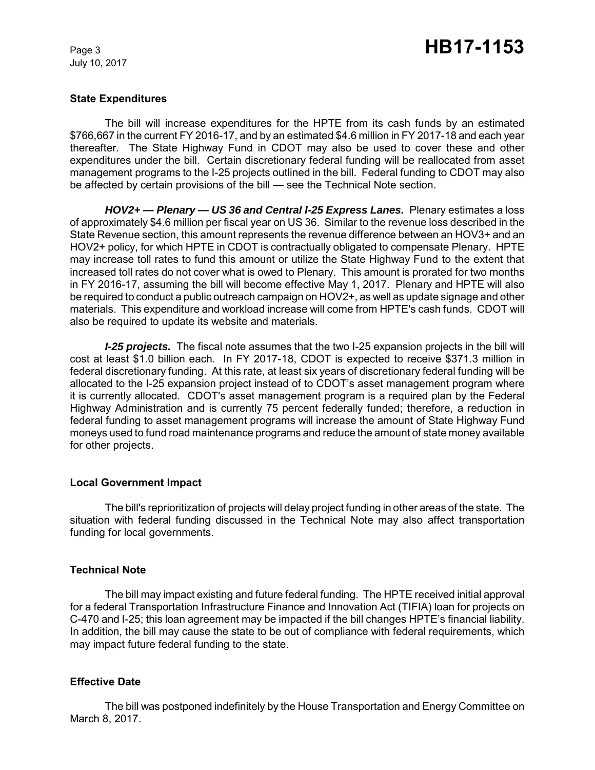## State Expenditures

The bill will increase expenditures for the HPTE from its cash funds by an estimated $766,667 in the current FY 2016-17, and by an estimated $4.6 million in FY 2017-18 and each year thereafter. The State Highway Fund in CDOT may also be used to cover these and other expenditures under the bill. Certain discretionary federal funding will be reallocated from asset management programs to the I-25 projects outlined in the bill. Federal funding to CDOT may also be affected by certain provisions of the bill — see the Technical Note section.

***HOV2+ — Plenary — US 36 and Central I-25 Express Lanes.*** Plenary estimates a loss of approximately $4.6 million per fiscal year on US 36. Similar to the revenue loss described in the State Revenue section, this amount represents the revenue difference between an HOV3+ and an HOV2+ policy, for which HPTE in CDOT is contractually obligated to compensate Plenary. HPTE may increase toll rates to fund this amount or utilize the State Highway Fund to the extent that increased toll rates do not cover what is owed to Plenary. This amount is prorated for two months in FY 2016-17, assuming the bill will become effective May 1, 2017. Plenary and HPTE will also be required to conduct a public outreach campaign on HOV2+, as well as update signage and other materials. This expenditure and workload increase will come from HPTE's cash funds. CDOT will also be required to update its website and materials.

***I-25 projects.*** The fiscal note assumes that the two I-25 expansion projects in the bill will cost at least $1.0 billion each. In FY 2017-18, CDOT is expected to receive $371.3 million in federal discretionary funding. At this rate, at least six years of discretionary federal funding will be allocated to the I-25 expansion project instead of to CDOT's asset management program where it is currently allocated. CDOT's asset management program is a required plan by the Federal Highway Administration and is currently 75 percent federally funded; therefore, a reduction in federal funding to asset management programs will increase the amount of State Highway Fund moneys used to fund road maintenance programs and reduce the amount of state money available for other projects.

## Local Government Impact

The bill's reprioritization of projects will delay project funding in other areas of the state. The situation with federal funding discussed in the Technical Note may also affect transportation funding for local governments.

## Technical Note

The bill may impact existing and future federal funding. The HPTE received initial approval for a federal Transportation Infrastructure Finance and Innovation Act (TIFIA) loan for projects on C-470 and I-25; this loan agreement may be impacted if the bill changes HPTE's financial liability. In addition, the bill may cause the state to be out of compliance with federal requirements, which may impact future federal funding to the state.

## Effective Date

The bill was postponed indefinitely by the House Transportation and Energy Committee on March 8, 2017.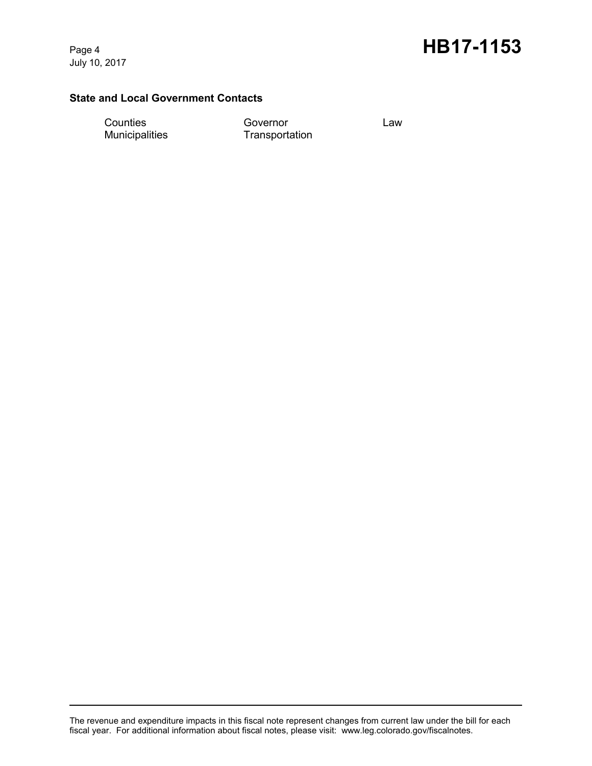### State and Local Government Contacts

| | | |
|---|---|---|
| Counties | Governor | Law |
| Municipalities | Transportation | |

The revenue and expenditure impacts in this fiscal note represent changes from current law under the bill for each fiscal year. For additional information about fiscal notes, please visit: www.leg.colorado.gov/fiscalnotes.